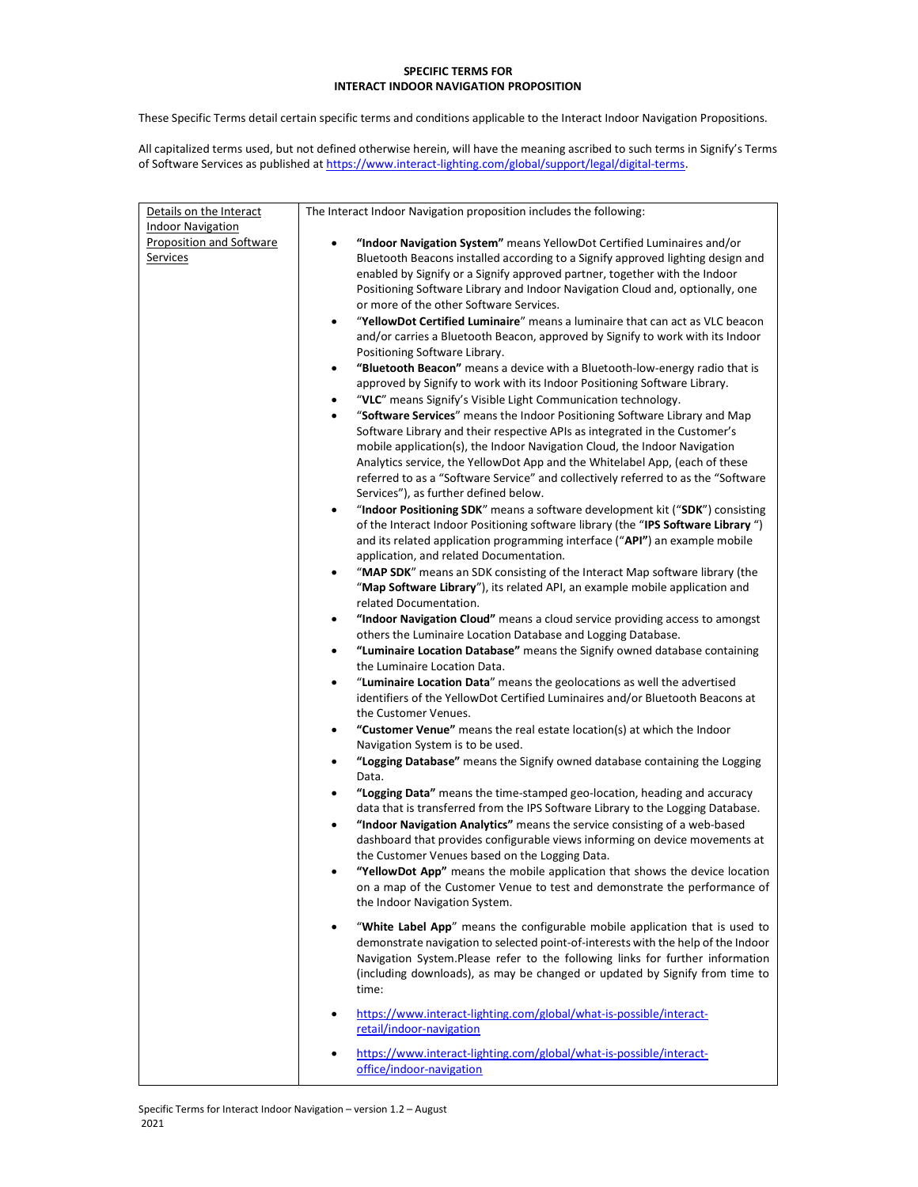**SPECIFIC TERMS FOR**
**INTERACT INDOOR NAVIGATION PROPOSITION**

These Specific Terms detail certain specific terms and conditions applicable to the Interact Indoor Navigation Propositions.

All capitalized terms used, but not defined otherwise herein, will have the meaning ascribed to such terms in Signify's Terms of Software Services as published at https://www.interact-lighting.com/global/support/legal/digital-terms.

| Details on the Interact Indoor Navigation Proposition and Software Services | The Interact Indoor Navigation proposition includes the following:<br><br>• **"Indoor Navigation System"** means YellowDot Certified Luminaires and/or Bluetooth Beacons installed according to a Signify approved lighting design and enabled by Signify or a Signify approved partner, together with the Indoor Positioning Software Library and Indoor Navigation Cloud and, optionally, one or more of the other Software Services.<br>• "**YellowDot Certified Luminaire**" means a luminaire that can act as VLC beacon and/or carries a Bluetooth Beacon, approved by Signify to work with its Indoor Positioning Software Library.<br>• **"Bluetooth Beacon"** means a device with a Bluetooth-low-energy radio that is approved by Signify to work with its Indoor Positioning Software Library.<br>• "**VLC**" means Signify's Visible Light Communication technology.<br>• "**Software Services**" means the Indoor Positioning Software Library and Map Software Library and their respective APIs as integrated in the Customer's mobile application(s), the Indoor Navigation Cloud, the Indoor Navigation Analytics service, the YellowDot App and the Whitelabel App, (each of these referred to as a "Software Service" and collectively referred to as the "Software Services"), as further defined below.<br>• "**Indoor Positioning SDK**" means a software development kit ("**SDK**") consisting of the Interact Indoor Positioning software library (the "**IPS Software Library** ") and its related application programming interface ("**API"**) an example mobile application, and related Documentation.<br>• "**MAP SDK**" means an SDK consisting of the Interact Map software library (the "**Map Software Library**"), its related API, an example mobile application and related Documentation.<br>• **"Indoor Navigation Cloud"** means a cloud service providing access to amongst others the Luminaire Location Database and Logging Database.<br>• **"Luminaire Location Database"** means the Signify owned database containing the Luminaire Location Data.<br>• "**Luminaire Location Data**" means the geolocations as well the advertised identifiers of the YellowDot Certified Luminaires and/or Bluetooth Beacons at the Customer Venues.<br>• **"Customer Venue"** means the real estate location(s) at which the Indoor Navigation System is to be used.<br>• **"Logging Database"** means the Signify owned database containing the Logging Data.<br>• **"Logging Data"** means the time-stamped geo-location, heading and accuracy data that is transferred from the IPS Software Library to the Logging Database.<br>• **"Indoor Navigation Analytics"** means the service consisting of a web-based dashboard that provides configurable views informing on device movements at the Customer Venues based on the Logging Data.<br>• **"YellowDot App"** means the mobile application that shows the device location on a map of the Customer Venue to test and demonstrate the performance of the Indoor Navigation System.<br><br>• "**White Label App**" means the configurable mobile application that is used to demonstrate navigation to selected point-of-interests with the help of the Indoor Navigation System.Please refer to the following links for further information (including downloads), as may be changed or updated by Signify from time to time:<br><br>• https://www.interact-lighting.com/global/what-is-possible/interact-retail/indoor-navigation<br><br>• https://www.interact-lighting.com/global/what-is-possible/interact-office/indoor-navigation |
|---|---|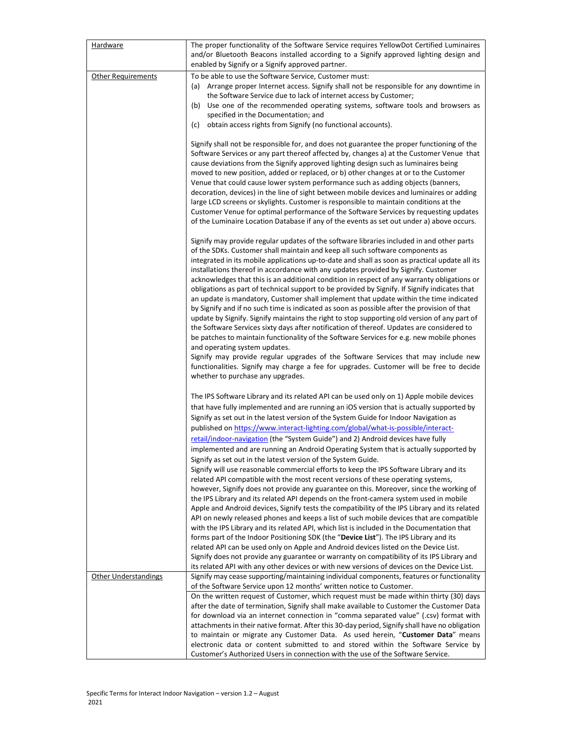| Hardware | The proper functionality of the Software Service requires YellowDot Certified Luminaires and/or Bluetooth Beacons installed according to a Signify approved lighting design and enabled by Signify or a Signify approved partner. |
|---|---|
| Other Requirements | To be able to use the Software Service, Customer must:<br>(a) Arrange proper Internet access. Signify shall not be responsible for any downtime in the Software Service due to lack of internet access by Customer;<br>(b) Use one of the recommended operating systems, software tools and browsers as specified in the Documentation; and<br>(c) obtain access rights from Signify (no functional accounts).<br><br>Signify shall not be responsible for, and does not guarantee the proper functioning of the Software Services or any part thereof affected by, changes a) at the Customer Venue that cause deviations from the Signify approved lighting design such as luminaires being moved to new position, added or replaced, or b) other changes at or to the Customer Venue that could cause lower system performance such as adding objects (banners, decoration, devices) in the line of sight between mobile devices and luminaires or adding large LCD screens or skylights. Customer is responsible to maintain conditions at the Customer Venue for optimal performance of the Software Services by requesting updates of the Luminaire Location Database if any of the events as set out under a) above occurs.<br><br>Signify may provide regular updates of the software libraries included in and other parts of the SDKs. Customer shall maintain and keep all such software components as integrated in its mobile applications up-to-date and shall as soon as practical update all its installations thereof in accordance with any updates provided by Signify. Customer acknowledges that this is an additional condition in respect of any warranty obligations or obligations as part of technical support to be provided by Signify. If Signify indicates that an update is mandatory, Customer shall implement that update within the time indicated by Signify and if no such time is indicated as soon as possible after the provision of that update by Signify. Signify maintains the right to stop supporting old version of any part of the Software Services sixty days after notification of thereof. Updates are considered to be patches to maintain functionality of the Software Services for e.g. new mobile phones and operating system updates.<br>Signify may provide regular upgrades of the Software Services that may include new functionalities. Signify may charge a fee for upgrades. Customer will be free to decide whether to purchase any upgrades.<br><br>The IPS Software Library and its related API can be used only on 1) Apple mobile devices that have fully implemented and are running an iOS version that is actually supported by Signify as set out in the latest version of the System Guide for Indoor Navigation as published on https://www.interact-lighting.com/global/what-is-possible/interact-retail/indoor-navigation (the "System Guide") and 2) Android devices have fully implemented and are running an Android Operating System that is actually supported by Signify as set out in the latest version of the System Guide.<br>Signify will use reasonable commercial efforts to keep the IPS Software Library and its related API compatible with the most recent versions of these operating systems, however, Signify does not provide any guarantee on this. Moreover, since the working of the IPS Library and its related API depends on the front-camera system used in mobile Apple and Android devices, Signify tests the compatibility of the IPS Library and its related API on newly released phones and keeps a list of such mobile devices that are compatible with the IPS Library and its related API, which list is included in the Documentation that forms part of the Indoor Positioning SDK (the "**Device List**"). The IPS Library and its related API can be used only on Apple and Android devices listed on the Device List. Signify does not provide any guarantee or warranty on compatibility of its IPS Library and its related API with any other devices or with new versions of devices on the Device List. |
| Other Understandings | Signify may cease supporting/maintaining individual components, features or functionality of the Software Service upon 12 months' written notice to Customer. |
| | On the written request of Customer, which request must be made within thirty (30) days after the date of termination, Signify shall make available to Customer the Customer Data for download via an internet connection in "comma separated value" (.csv) format with attachments in their native format. After this 30-day period, Signify shall have no obligation to maintain or migrate any Customer Data. As used herein, "**Customer Data**" means electronic data or content submitted to and stored within the Software Service by Customer's Authorized Users in connection with the use of the Software Service. |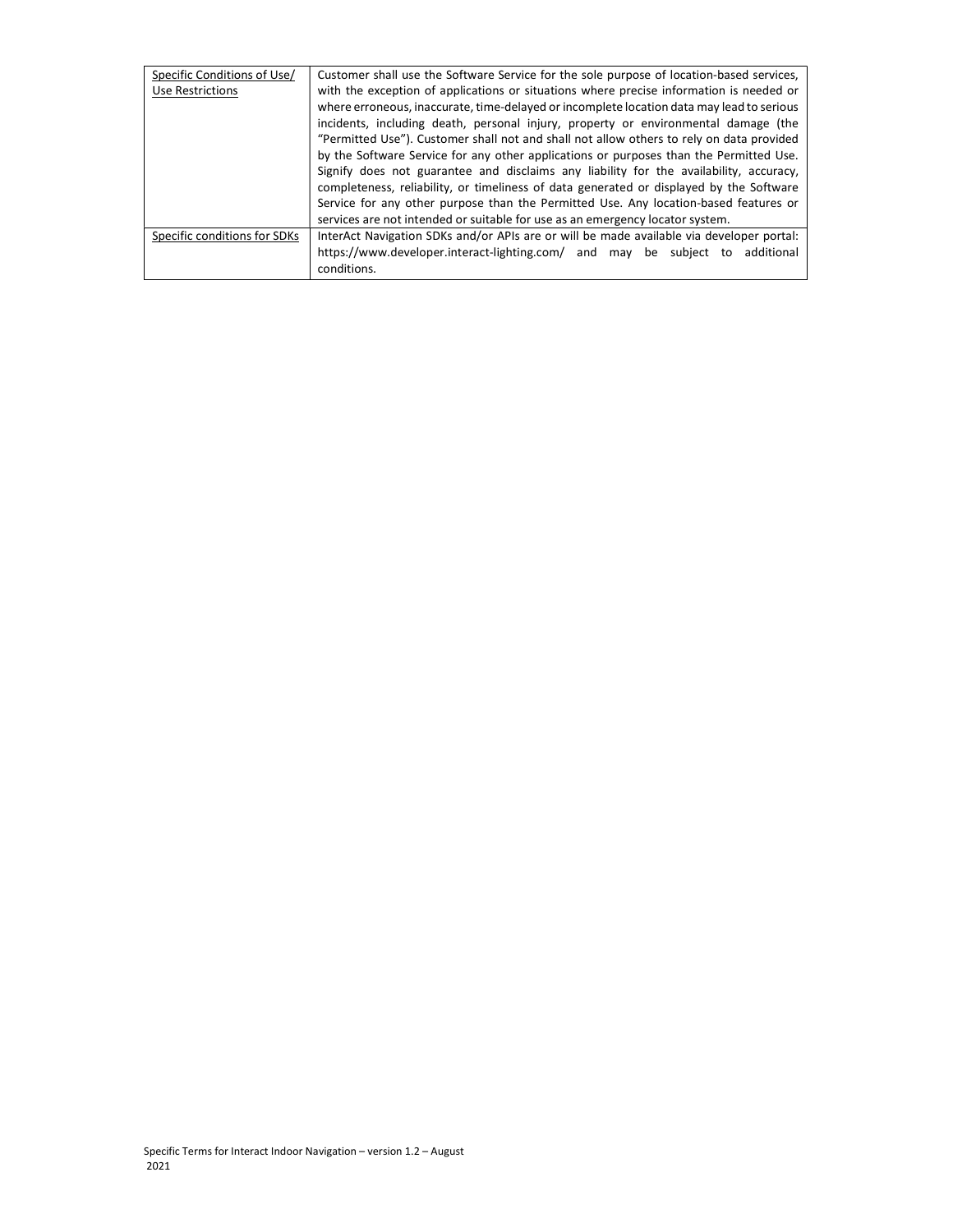| | |
|---|---|
| Specific Conditions of Use/ Use Restrictions | Customer shall use the Software Service for the sole purpose of location-based services, with the exception of applications or situations where precise information is needed or where erroneous, inaccurate, time-delayed or incomplete location data may lead to serious incidents, including death, personal injury, property or environmental damage (the "Permitted Use"). Customer shall not and shall not allow others to rely on data provided by the Software Service for any other applications or purposes than the Permitted Use. Signify does not guarantee and disclaims any liability for the availability, accuracy, completeness, reliability, or timeliness of data generated or displayed by the Software Service for any other purpose than the Permitted Use. Any location-based features or services are not intended or suitable for use as an emergency locator system. |
| Specific conditions for SDKs | InterAct Navigation SDKs and/or APIs are or will be made available via developer portal: https://www.developer.interact-lighting.com/ and may be subject to additional conditions. |